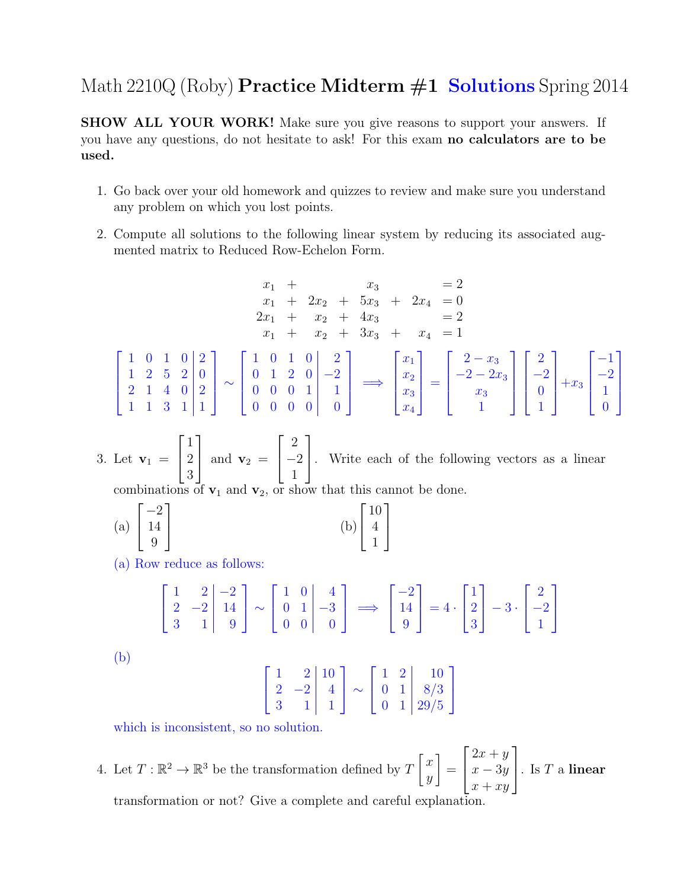# Math 2210Q (Roby) **Practice Midterm #1** Solutions Spring 2014

**SHOW ALL YOUR WORK!** Make sure you give reasons to support your answers. If you have any questions, do not hesitate to ask! For this exam **no calculators are to be used.**

1. Go back over your old homework and quizzes to review and make sure you understand any problem on which you lost points.

2. Compute all solutions to the following linear system by reducing its associated augmented matrix to Reduced Row-Echelon Form.

$$\begin{aligned} x_1 &+ & & & x_3 & & &= 2 \\ x_1 &+ & 2x_2 &+ & 5x_3 &+ & 2x_4 &= 0 \\ 2x_1 &+ & x_2 &+ & 4x_3 & & &= 2 \\ x_1 &+ & x_2 &+ & 3x_3 &+ & x_4 &= 1 \end{aligned}$$

$$\left[\begin{array}{cccc|c} 1 & 0 & 1 & 0 & 2 \\ 1 & 2 & 5 & 2 & 0 \\ 2 & 1 & 4 & 0 & 2 \\ 1 & 1 & 3 & 1 & 1 \end{array}\right] \sim \left[\begin{array}{cccc|c} 1 & 0 & 1 & 0 & 2 \\ 0 & 1 & 2 & 0 & -2 \\ 0 & 0 & 0 & 1 & 1 \\ 0 & 0 & 0 & 0 & 0 \end{array}\right] \implies \begin{bmatrix} x_1 \\ x_2 \\ x_3 \\ x_4 \end{bmatrix} = \begin{bmatrix} 2 - x_3 \\ -2 - 2x_3 \\ x_3 \\ 1 \end{bmatrix} \begin{bmatrix} 2 \\ -2 \\ 0 \\ 1 \end{bmatrix} + x_3 \begin{bmatrix} -1 \\ -2 \\ 1 \\ 0 \end{bmatrix}$$

3. Let $\mathbf{v}_1 = \begin{bmatrix} 1 \\ 2 \\ 3 \end{bmatrix}$ and $\mathbf{v}_2 = \begin{bmatrix} 2 \\ -2 \\ 1 \end{bmatrix}$. Write each of the following vectors as a linear combinations of $\mathbf{v}_1$ and $\mathbf{v}_2$, or show that this cannot be done.

   (a) $\begin{bmatrix} -2 \\ 14 \\ 9 \end{bmatrix}$  (b) $\begin{bmatrix} 10 \\ 4 \\ 1 \end{bmatrix}$

   (a) Row reduce as follows:

$$\left[\begin{array}{cc|c} 1 & 2 & -2 \\ 2 & -2 & 14 \\ 3 & 1 & 9 \end{array}\right] \sim \left[\begin{array}{cc|c} 1 & 0 & 4 \\ 0 & 1 & -3 \\ 0 & 0 & 0 \end{array}\right] \implies \begin{bmatrix} -2 \\ 14 \\ 9 \end{bmatrix} = 4 \cdot \begin{bmatrix} 1 \\ 2 \\ 3 \end{bmatrix} - 3 \cdot \begin{bmatrix} 2 \\ -2 \\ 1 \end{bmatrix}$$

   (b)

$$\left[\begin{array}{cc|c} 1 & 2 & 10 \\ 2 & -2 & 4 \\ 3 & 1 & 1 \end{array}\right] \sim \left[\begin{array}{cc|c} 1 & 2 & 10 \\ 0 & 1 & 8/3 \\ 0 & 1 & 29/5 \end{array}\right]$$

   which is inconsistent, so no solution.

4. Let $T : \mathbb{R}^2 \to \mathbb{R}^3$ be the transformation defined by $T \begin{bmatrix} x \\ y \end{bmatrix} = \begin{bmatrix} 2x + y \\ x - 3y \\ x + xy \end{bmatrix}$. Is $T$ a **linear** transformation or not? Give a complete and careful explanation.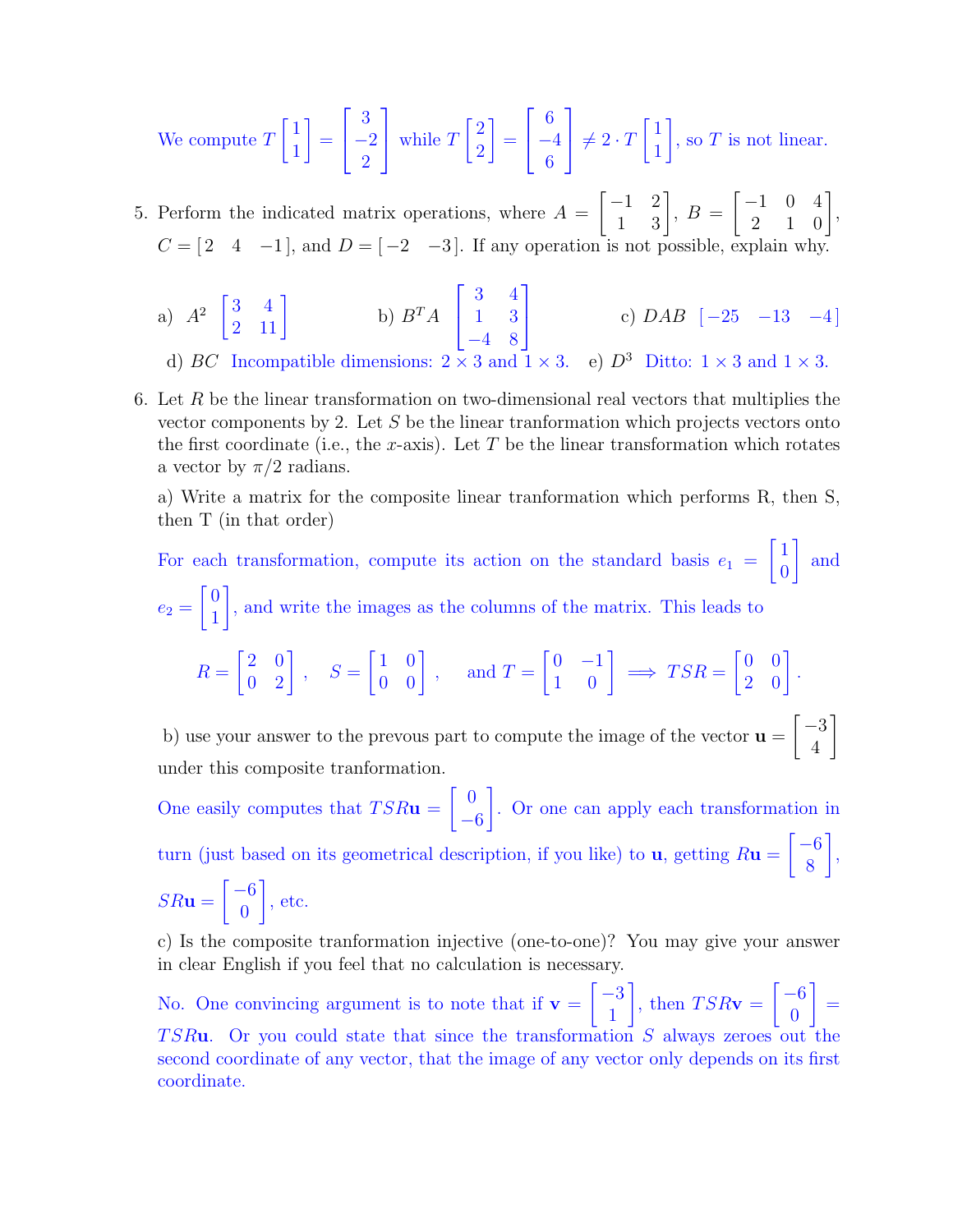We compute $T\begin{bmatrix}1\\1\end{bmatrix} = \begin{bmatrix}3\\-2\\2\end{bmatrix}$ while $T\begin{bmatrix}2\\2\end{bmatrix} = \begin{bmatrix}6\\-4\\6\end{bmatrix} \neq 2 \cdot T\begin{bmatrix}1\\1\end{bmatrix}$, so $T$ is not linear.

5. Perform the indicated matrix operations, where $A = \begin{bmatrix}-1 & 2\\1 & 3\end{bmatrix}$, $B = \begin{bmatrix}-1 & 0 & 4\\2 & 1 & 0\end{bmatrix}$, $C = [2 \quad 4 \quad -1]$, and $D = [-2 \quad -3]$. If any operation is not possible, explain why.

   a) $A^2$ $\begin{bmatrix}3 & 4\\2 & 11\end{bmatrix}$

   b) $B^TA$ $\begin{bmatrix}3 & 4\\1 & 3\\-4 & 8\end{bmatrix}$

   c) $DAB$ $[-25 \quad -13 \quad -4]$

   d) $BC$ Incompatible dimensions: $2 \times 3$ and $1 \times 3$.

   e) $D^3$ Ditto: $1 \times 3$ and $1 \times 3$.

6. Let $R$ be the linear transformation on two-dimensional real vectors that multiplies the vector components by 2. Let $S$ be the linear tranformation which projects vectors onto the first coordinate (i.e., the $x$-axis). Let $T$ be the linear transformation which rotates a vector by $\pi/2$ radians.

   a) Write a matrix for the composite linear tranformation which performs R, then S, then T (in that order)

   For each transformation, compute its action on the standard basis $e_1 = \begin{bmatrix}1\\0\end{bmatrix}$ and $e_2 = \begin{bmatrix}0\\1\end{bmatrix}$, and write the images as the columns of the matrix. This leads to

   $$R = \begin{bmatrix}2 & 0\\0 & 2\end{bmatrix}, \quad S = \begin{bmatrix}1 & 0\\0 & 0\end{bmatrix}, \quad \text{and } T = \begin{bmatrix}0 & -1\\1 & 0\end{bmatrix} \implies TSR = \begin{bmatrix}0 & 0\\2 & 0\end{bmatrix}.$$

   b) use your answer to the prevous part to compute the image of the vector $\mathbf{u} = \begin{bmatrix}-3\\4\end{bmatrix}$ under this composite tranformation.

   One easily computes that $TSR\mathbf{u} = \begin{bmatrix}0\\-6\end{bmatrix}$. Or one can apply each transformation in turn (just based on its geometrical description, if you like) to $\mathbf{u}$, getting $R\mathbf{u} = \begin{bmatrix}-6\\8\end{bmatrix}$, $SR\mathbf{u} = \begin{bmatrix}-6\\0\end{bmatrix}$, etc.

   c) Is the composite tranformation injective (one-to-one)? You may give your answer in clear English if you feel that no calculation is necessary.

   No. One convincing argument is to note that if $\mathbf{v} = \begin{bmatrix}-3\\1\end{bmatrix}$, then $TSR\mathbf{v} = \begin{bmatrix}-6\\0\end{bmatrix} = TSR\mathbf{u}$. Or you could state that since the transformation $S$ always zeroes out the second coordinate of any vector, that the image of any vector only depends on its first coordinate.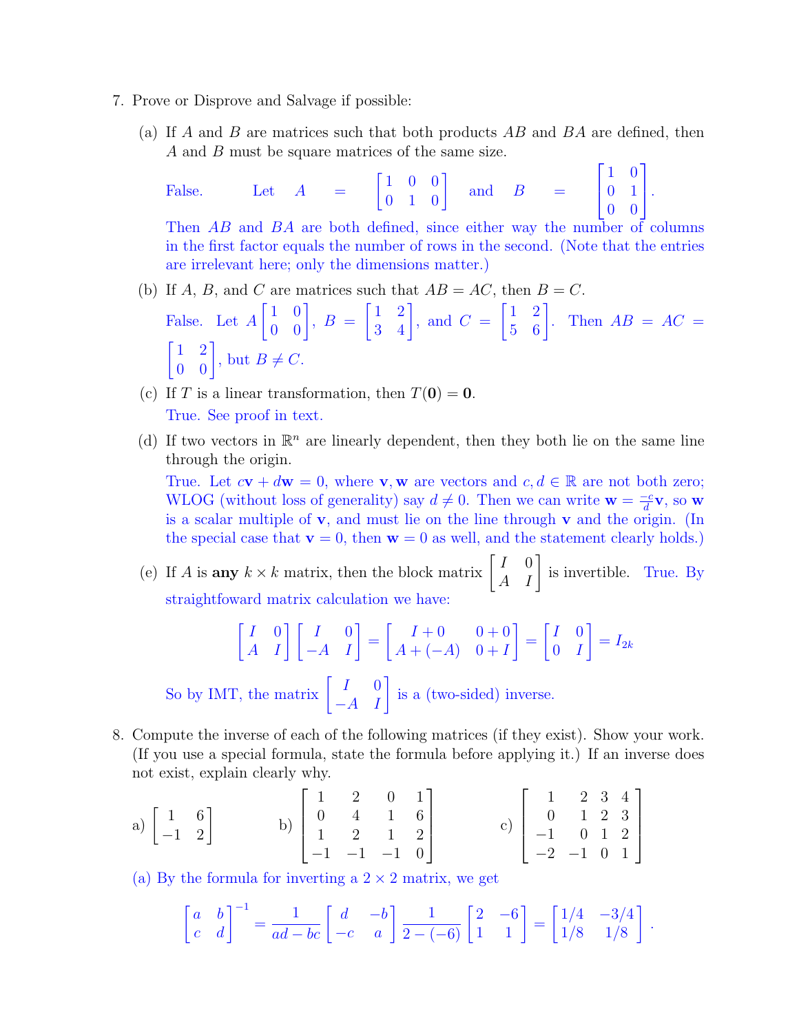7. Prove or Disprove and Salvage if possible:

   (a) If $A$ and $B$ are matrices such that both products $AB$ and $BA$ are defined, then $A$ and $B$ must be square matrices of the same size.

   False. Let $A = \begin{bmatrix} 1 & 0 & 0 \\ 0 & 1 & 0 \end{bmatrix}$ and $B = \begin{bmatrix} 1 & 0 \\ 0 & 1 \\ 0 & 0 \end{bmatrix}$.

   Then $AB$ and $BA$ are both defined, since either way the number of columns in the first factor equals the number of rows in the second. (Note that the entries are irrelevant here; only the dimensions matter.)

   (b) If $A$, $B$, and $C$ are matrices such that $AB = AC$, then $B = C$.

   False. Let $A \begin{bmatrix} 1 & 0 \\ 0 & 0 \end{bmatrix}$, $B = \begin{bmatrix} 1 & 2 \\ 3 & 4 \end{bmatrix}$, and $C = \begin{bmatrix} 1 & 2 \\ 5 & 6 \end{bmatrix}$. Then $AB = AC = \begin{bmatrix} 1 & 2 \\ 0 & 0 \end{bmatrix}$, but $B \neq C$.

   (c) If $T$ is a linear transformation, then $T(\mathbf{0}) = \mathbf{0}$.

   True. See proof in text.

   (d) If two vectors in $\mathbb{R}^n$ are linearly dependent, then they both lie on the same line through the origin.

   True. Let $c\mathbf{v} + d\mathbf{w} = 0$, where $\mathbf{v}, \mathbf{w}$ are vectors and $c, d \in \mathbb{R}$ are not both zero; WLOG (without loss of generality) say $d \neq 0$. Then we can write $\mathbf{w} = \frac{-c}{d}\mathbf{v}$, so $\mathbf{w}$ is a scalar multiple of $\mathbf{v}$, and must lie on the line through $\mathbf{v}$ and the origin. (In the special case that $\mathbf{v} = 0$, then $\mathbf{w} = 0$ as well, and the statement clearly holds.)

   (e) If $A$ is **any** $k \times k$ matrix, then the block matrix $\begin{bmatrix} I & 0 \\ A & I \end{bmatrix}$ is invertible. True. By straightfoward matrix calculation we have:

$$\begin{bmatrix} I & 0 \\ A & I \end{bmatrix} \begin{bmatrix} I & 0 \\ -A & I \end{bmatrix} = \begin{bmatrix} I+0 & 0+0 \\ A+(-A) & 0+I \end{bmatrix} = \begin{bmatrix} I & 0 \\ 0 & I \end{bmatrix} = I_{2k}$$

   So by IMT, the matrix $\begin{bmatrix} I & 0 \\ -A & I \end{bmatrix}$ is a (two-sided) inverse.

8. Compute the inverse of each of the following matrices (if they exist). Show your work. (If you use a special formula, state the formula before applying it.) If an inverse does not exist, explain clearly why.

   a) $\begin{bmatrix} 1 & 6 \\ -1 & 2 \end{bmatrix}$ b) $\begin{bmatrix} 1 & 2 & 0 & 1 \\ 0 & 4 & 1 & 6 \\ 1 & 2 & 1 & 2 \\ -1 & -1 & -1 & 0 \end{bmatrix}$ c) $\begin{bmatrix} 1 & 2 & 3 & 4 \\ 0 & 1 & 2 & 3 \\ -1 & 0 & 1 & 2 \\ -2 & -1 & 0 & 1 \end{bmatrix}$

   (a) By the formula for inverting a $2 \times 2$ matrix, we get

$$\begin{bmatrix} a & b \\ c & d \end{bmatrix}^{-1} = \frac{1}{ad-bc} \begin{bmatrix} d & -b \\ -c & a \end{bmatrix} \frac{1}{2-(-6)} \begin{bmatrix} 2 & -6 \\ 1 & 1 \end{bmatrix} = \begin{bmatrix} 1/4 & -3/4 \\ 1/8 & 1/8 \end{bmatrix}.$$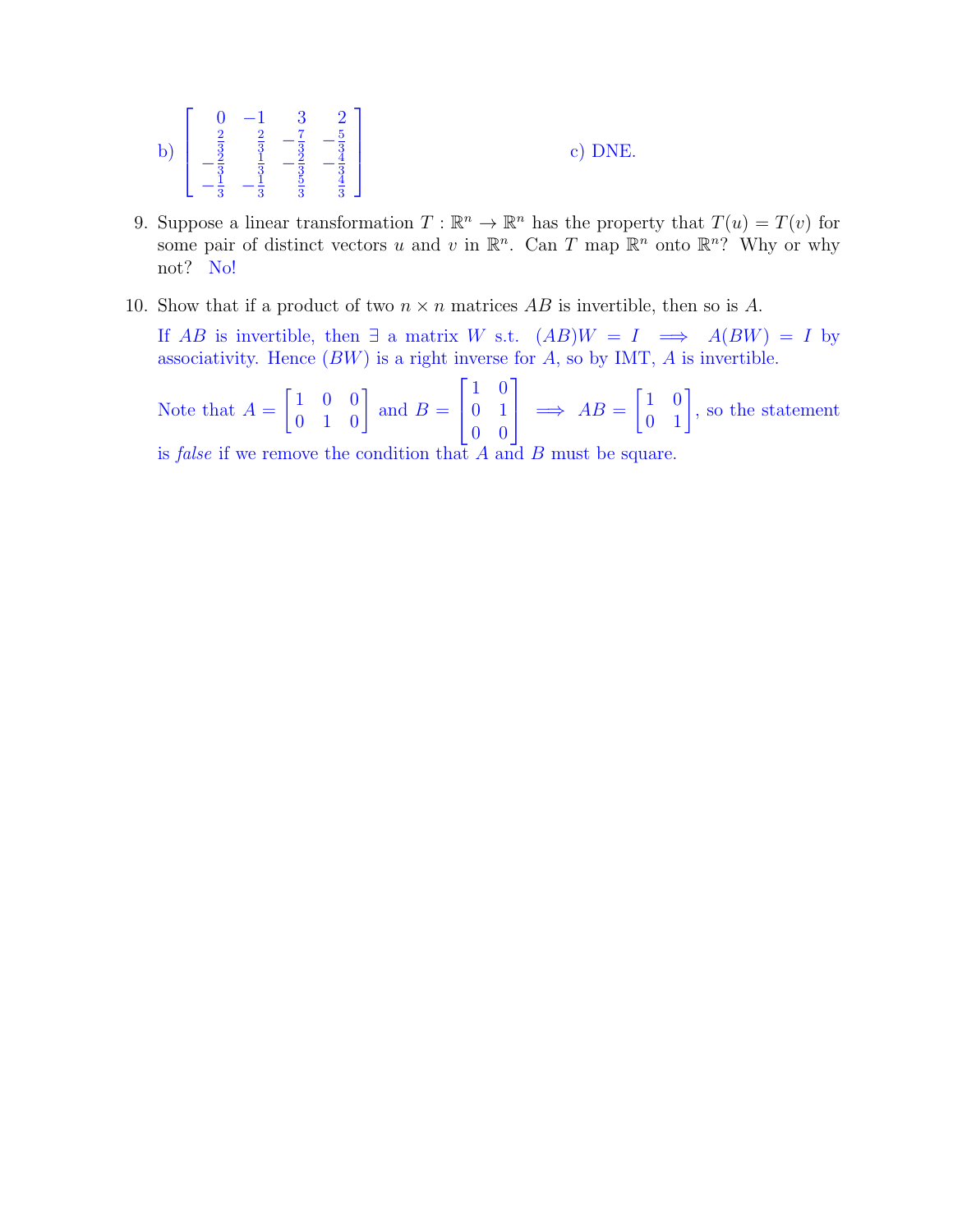b) $\begin{bmatrix} 0 & -1 & 3 & 2 \\ \frac{2}{3} & \frac{2}{3} & -\frac{7}{3} & -\frac{5}{3} \\ -\frac{2}{3} & \frac{1}{3} & -\frac{2}{3} & -\frac{4}{3} \\ -\frac{1}{3} & -\frac{1}{3} & \frac{5}{3} & \frac{4}{3} \end{bmatrix}$

c) DNE.

9. Suppose a linear transformation $T : \mathbb{R}^n \to \mathbb{R}^n$ has the property that $T(u) = T(v)$ for some pair of distinct vectors $u$ and $v$ in $\mathbb{R}^n$. Can $T$ map $\mathbb{R}^n$ onto $\mathbb{R}^n$? Why or why not? No!

10. Show that if a product of two $n \times n$ matrices $AB$ is invertible, then so is $A$.

    If $AB$ is invertible, then $\exists$ a matrix $W$ s.t. $(AB)W = I \implies A(BW) = I$ by associativity. Hence $(BW)$ is a right inverse for $A$, so by IMT, $A$ is invertible.

    Note that $A = \begin{bmatrix} 1 & 0 & 0 \\ 0 & 1 & 0 \end{bmatrix}$ and $B = \begin{bmatrix} 1 & 0 \\ 0 & 1 \\ 0 & 0 \end{bmatrix} \implies AB = \begin{bmatrix} 1 & 0 \\ 0 & 1 \end{bmatrix}$, so the statement is *false* if we remove the condition that $A$ and $B$ must be square.